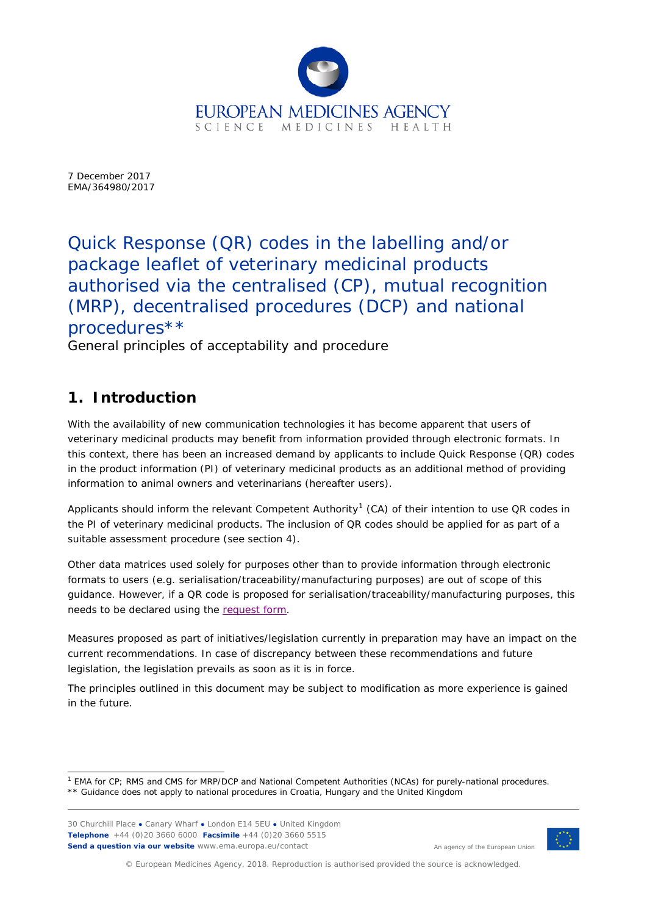7 December 2017
EMA/364980/2017

# Quick Response (QR) codes in the labelling and/or package leaflet of veterinary medicinal products authorised via the centralised (CP), mutual recognition (MRP), decentralised procedures (DCP) and national procedures**

General principles of acceptability and procedure

## 1. Introduction

With the availability of new communication technologies it has become apparent that users of veterinary medicinal products may benefit from information provided through electronic formats. In this context, there has been an increased demand by applicants to include Quick Response (QR) codes in the product information (PI) of veterinary medicinal products as an additional method of providing information to animal owners and veterinarians (hereafter users).

Applicants should inform the relevant Competent Authority[1] (CA) of their intention to use QR codes in the PI of veterinary medicinal products. The inclusion of QR codes should be applied for as part of a suitable assessment procedure (see section 4).

Other data matrices used solely for purposes other than to provide information through electronic formats to users (e.g. serialisation/traceability/manufacturing purposes) are out of scope of this guidance. However, if a QR code is proposed for serialisation/traceability/manufacturing purposes, this needs to be declared using the request form.

Measures proposed as part of initiatives/legislation currently in preparation may have an impact on the current recommendations. In case of discrepancy between these recommendations and future legislation, the legislation prevails as soon as it is in force.

The principles outlined in this document may be subject to modification as more experience is gained in the future.

[1] EMA for CP; RMS and CMS for MRP/DCP and National Competent Authorities (NCAs) for purely-national procedures.
** Guidance does not apply to national procedures in Croatia, Hungary and the United Kingdom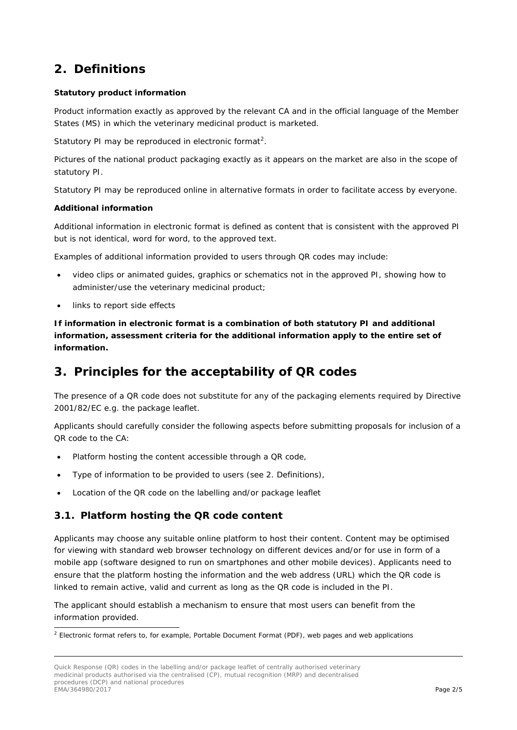## 2. Definitions

**Statutory product information**

Product information exactly as approved by the relevant CA and in the official language of the Member States (MS) in which the veterinary medicinal product is marketed.

Statutory PI may be reproduced in electronic format[2].

Pictures of the national product packaging exactly as it appears on the market are also in the scope of statutory PI.

Statutory PI may be reproduced online in alternative formats in order to facilitate access by everyone.

**Additional information**

Additional information in electronic format is defined as content that is consistent with the approved PI but is not identical, word for word, to the approved text.

Examples of additional information provided to users through QR codes may include:

- video clips or animated guides, graphics or schematics not in the approved PI, showing how to administer/use the veterinary medicinal product;
- links to report side effects

**If information in electronic format is a combination of both statutory PI and additional information, assessment criteria for the additional information apply to the entire set of information.**

## 3. Principles for the acceptability of QR codes

The presence of a QR code does not substitute for any of the packaging elements required by Directive 2001/82/EC e.g. the package leaflet.

Applicants should carefully consider the following aspects before submitting proposals for inclusion of a QR code to the CA:

- Platform hosting the content accessible through a QR code,
- Type of information to be provided to users (see 2. Definitions),
- Location of the QR code on the labelling and/or package leaflet

### 3.1. Platform hosting the QR code content

Applicants may choose any suitable online platform to host their content. Content may be optimised for viewing with standard web browser technology on different devices and/or for use in form of a mobile app (software designed to run on smartphones and other mobile devices). Applicants need to ensure that the platform hosting the information and the web address (URL) which the QR code is linked to remain active, valid and current as long as the QR code is included in the PI.

The applicant should establish a mechanism to ensure that most users can benefit from the information provided.

[2] Electronic format refers to, for example, Portable Document Format (PDF), web pages and web applications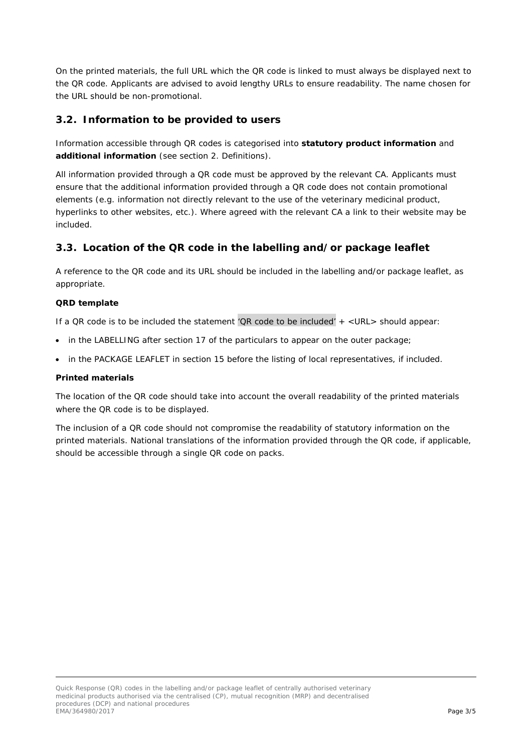On the printed materials, the full URL which the QR code is linked to must always be displayed next to the QR code. Applicants are advised to avoid lengthy URLs to ensure readability. The name chosen for the URL should be non-promotional.

## 3.2. Information to be provided to users

Information accessible through QR codes is categorised into **statutory product information** and **additional information** (see section 2. Definitions).

All information provided through a QR code must be approved by the relevant CA. Applicants must ensure that the additional information provided through a QR code does not contain promotional elements (e.g. information not directly relevant to the use of the veterinary medicinal product, hyperlinks to other websites, etc.). Where agreed with the relevant CA a link to their website may be included.

## 3.3. Location of the QR code in the labelling and/or package leaflet

A reference to the QR code and its URL should be included in the labelling and/or package leaflet, as appropriate.

**QRD template**

If a QR code is to be included the statement 'QR code to be included' + <URL> should appear:

- in the LABELLING after section 17 of the particulars to appear on the outer package;
- in the PACKAGE LEAFLET in section 15 before the listing of local representatives, if included.

**Printed materials**

The location of the QR code should take into account the overall readability of the printed materials where the QR code is to be displayed.

The inclusion of a QR code should not compromise the readability of statutory information on the printed materials. National translations of the information provided through the QR code, if applicable, should be accessible through a single QR code on packs.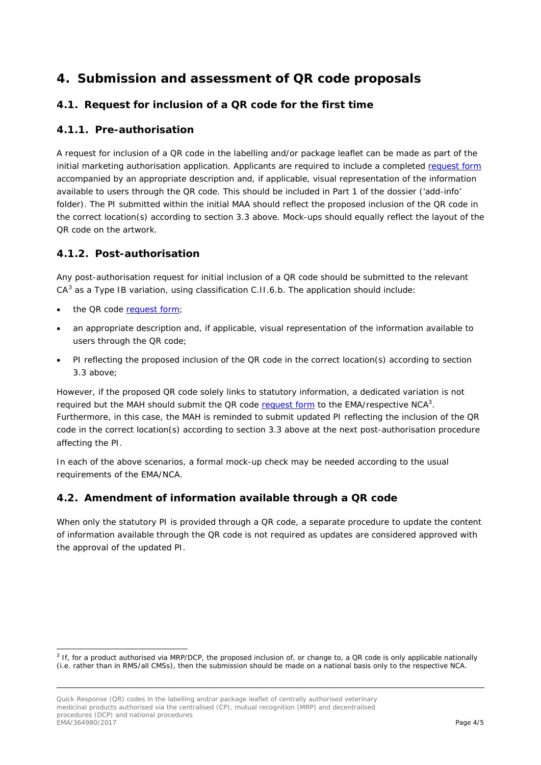# 4. Submission and assessment of QR code proposals

## 4.1. Request for inclusion of a QR code for the first time

### 4.1.1. Pre-authorisation

A request for inclusion of a QR code in the labelling and/or package leaflet can be made as part of the initial marketing authorisation application. Applicants are required to include a completed request form accompanied by an appropriate description and, if applicable, visual representation of the information available to users through the QR code. This should be included in Part 1 of the dossier ('add-info' folder). The PI submitted within the initial MAA should reflect the proposed inclusion of the QR code in the correct location(s) according to section 3.3 above. Mock-ups should equally reflect the layout of the QR code on the artwork.

### 4.1.2. Post-authorisation

Any post-authorisation request for initial inclusion of a QR code should be submitted to the relevant CA[3] as a Type IB variation, using classification C.II.6.b. The application should include:

- the QR code request form;
- an appropriate description and, if applicable, visual representation of the information available to users through the QR code;
- PI reflecting the proposed inclusion of the QR code in the correct location(s) according to section 3.3 above;

However, if the proposed QR code solely links to statutory information, a dedicated variation is not required but the MAH should submit the QR code request form to the EMA/respective NCA[3]. Furthermore, in this case, the MAH is reminded to submit updated PI reflecting the inclusion of the QR code in the correct location(s) according to section 3.3 above at the next post-authorisation procedure affecting the PI.

In each of the above scenarios, a formal mock-up check may be needed according to the usual requirements of the EMA/NCA.

## 4.2. Amendment of information available through a QR code

When only the statutory PI is provided through a QR code, a separate procedure to update the content of information available through the QR code is not required as updates are considered approved with the approval of the updated PI.

[3] If, for a product authorised via MRP/DCP, the proposed inclusion of, or change to, a QR code is only applicable nationally (i.e. rather than in RMS/all CMSs), then the submission should be made on a national basis only to the respective NCA.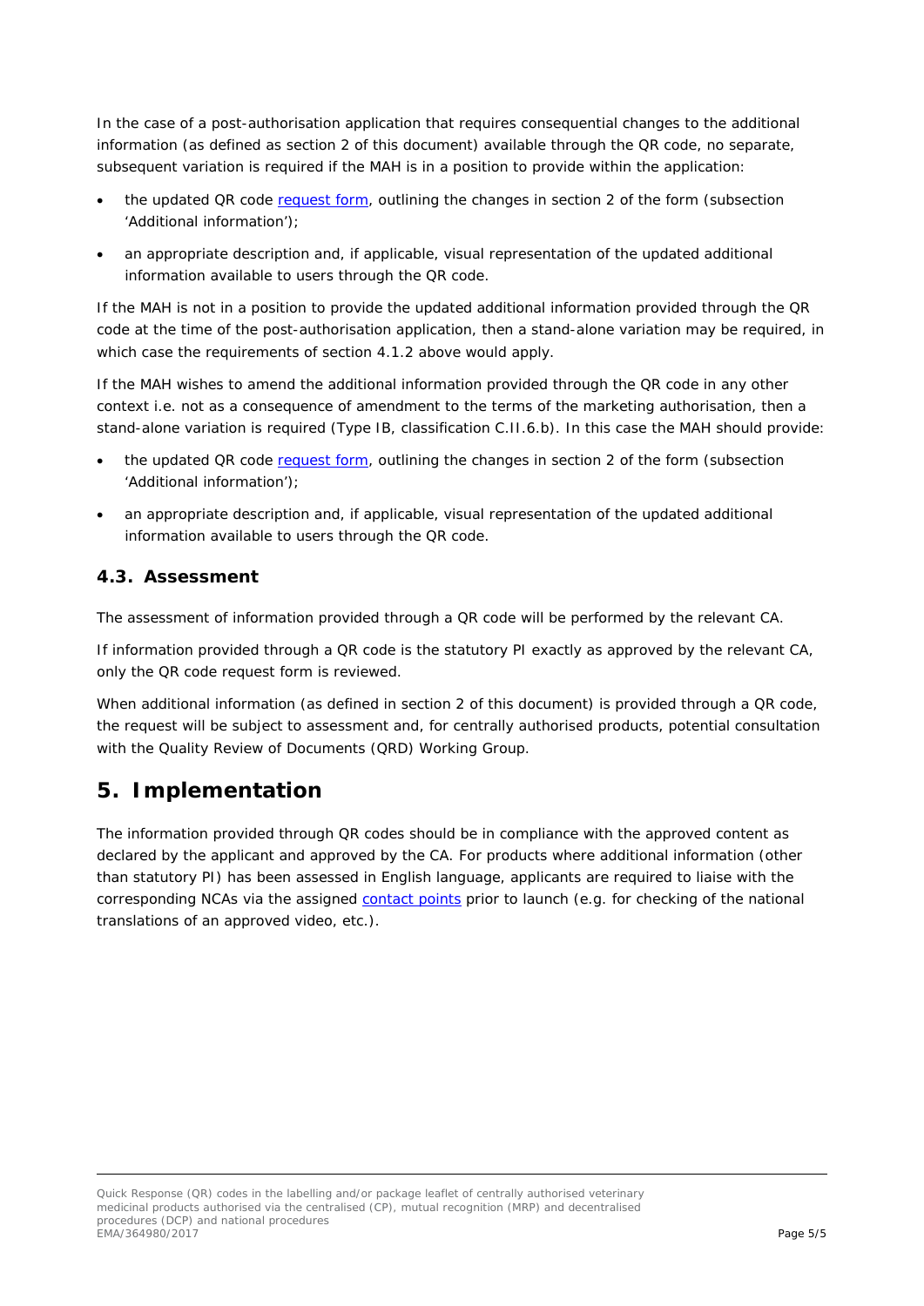In the case of a post-authorisation application that requires consequential changes to the additional information (as defined as section 2 of this document) available through the QR code, no separate, subsequent variation is required if the MAH is in a position to provide within the application:

- the updated QR code request form, outlining the changes in section 2 of the form (subsection 'Additional information');
- an appropriate description and, if applicable, visual representation of the updated additional information available to users through the QR code.

If the MAH is not in a position to provide the updated additional information provided through the QR code at the time of the post-authorisation application, then a stand-alone variation may be required, in which case the requirements of section 4.1.2 above would apply.

If the MAH wishes to amend the additional information provided through the QR code in any other context i.e. not as a consequence of amendment to the terms of the marketing authorisation, then a stand-alone variation is required (Type IB, classification C.II.6.b). In this case the MAH should provide:

- the updated QR code request form, outlining the changes in section 2 of the form (subsection 'Additional information');
- an appropriate description and, if applicable, visual representation of the updated additional information available to users through the QR code.

### 4.3. Assessment

The assessment of information provided through a QR code will be performed by the relevant CA.

If information provided through a QR code is the statutory PI exactly as approved by the relevant CA, only the QR code request form is reviewed.

When additional information (as defined in section 2 of this document) is provided through a QR code, the request will be subject to assessment and, for centrally authorised products, potential consultation with the Quality Review of Documents (QRD) Working Group.

## 5. Implementation

The information provided through QR codes should be in compliance with the approved content as declared by the applicant and approved by the CA. For products where additional information (other than statutory PI) has been assessed in English language, applicants are required to liaise with the corresponding NCAs via the assigned contact points prior to launch (e.g. for checking of the national translations of an approved video, etc.).